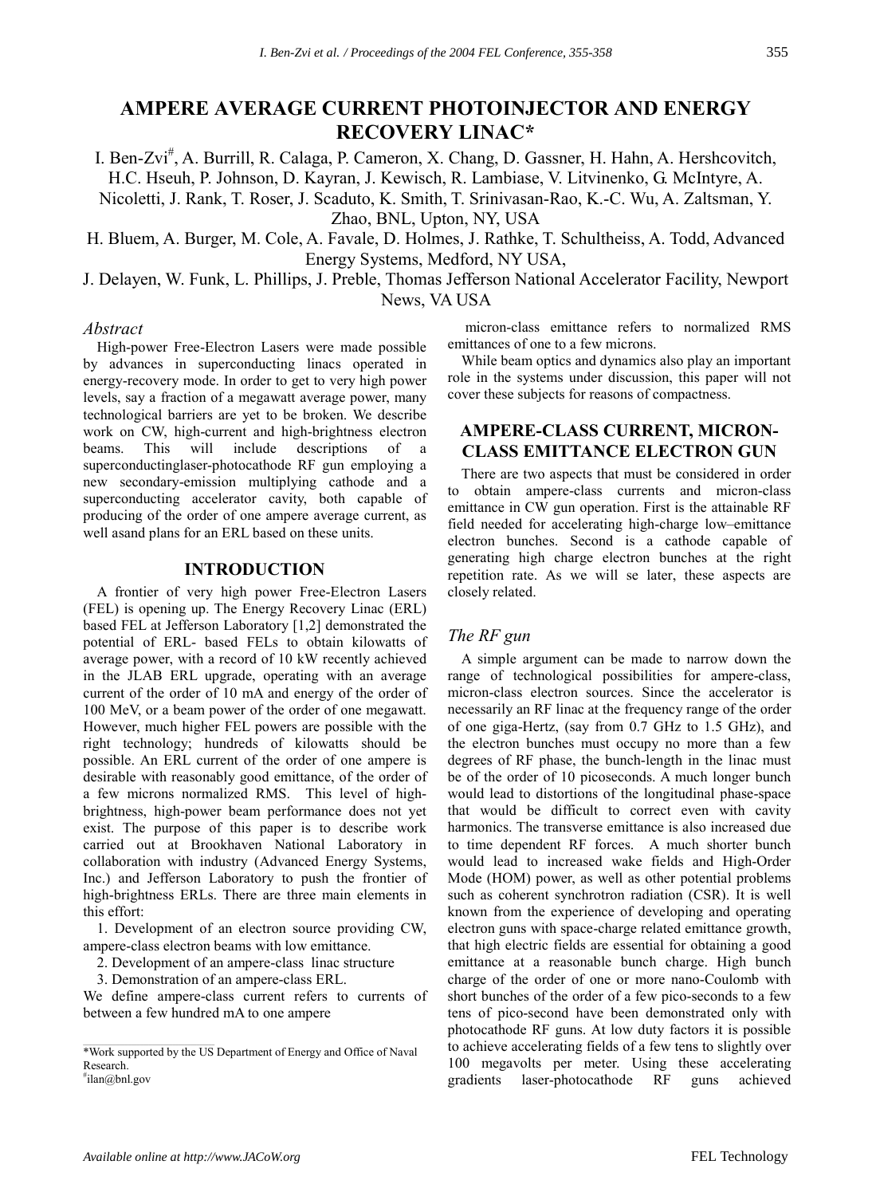# AMPERE AVERAGE CURRENT PHOTOINJECTOR AND ENERGY RECOVERY LINAC*

I. Ben-Zvi[#], A. Burrill, R. Calaga, P. Cameron, X. Chang, D. Gassner, H. Hahn, A. Hershcovitch, H.C. Hseuh, P. Johnson, D. Kayran, J. Kewisch, R. Lambiase, V. Litvinenko, G. McIntyre, A. Nicoletti, J. Rank, T. Roser, J. Scaduto, K. Smith, T. Srinivasan-Rao, K.-C. Wu, A. Zaltsman, Y. Zhao, BNL, Upton, NY, USA

H. Bluem, A. Burger, M. Cole, A. Favale, D. Holmes, J. Rathke, T. Schultheiss, A. Todd, Advanced Energy Systems, Medford, NY USA,

J. Delayen, W. Funk, L. Phillips, J. Preble, Thomas Jefferson National Accelerator Facility, Newport News, VA USA

### *Abstract*

High-power Free-Electron Lasers were made possible by advances in superconducting linacs operated in energy-recovery mode. In order to get to very high power levels, say a fraction of a megawatt average power, many technological barriers are yet to be broken. We describe work on CW, high-current and high-brightness electron beams. This will include descriptions of a superconductinglaser-photocathode RF gun employing a new secondary-emission multiplying cathode and a superconducting accelerator cavity, both capable of producing of the order of one ampere average current, as well asand plans for an ERL based on these units.

## INTRODUCTION

A frontier of very high power Free-Electron Lasers (FEL) is opening up. The Energy Recovery Linac (ERL) based FEL at Jefferson Laboratory [1,2] demonstrated the potential of ERL- based FELs to obtain kilowatts of average power, with a record of 10 kW recently achieved in the JLAB ERL upgrade, operating with an average current of the order of 10 mA and energy of the order of 100 MeV, or a beam power of the order of one megawatt. However, much higher FEL powers are possible with the right technology; hundreds of kilowatts should be possible. An ERL current of the order of one ampere is desirable with reasonably good emittance, of the order of a few microns normalized RMS. This level of high-brightness, high-power beam performance does not yet exist. The purpose of this paper is to describe work carried out at Brookhaven National Laboratory in collaboration with industry (Advanced Energy Systems, Inc.) and Jefferson Laboratory to push the frontier of high-brightness ERLs. There are three main elements in this effort:

1. Development of an electron source providing CW, ampere-class electron beams with low emittance.
2. Development of an ampere-class linac structure
3. Demonstration of an ampere-class ERL.

We define ampere-class current refers to currents of between a few hundred mA to one ampere micron-class emittance refers to normalized RMS emittances of one to a few microns.

While beam optics and dynamics also play an important role in the systems under discussion, this paper will not cover these subjects for reasons of compactness.

## AMPERE-CLASS CURRENT, MICRON-CLASS EMITTANCE ELECTRON GUN

There are two aspects that must be considered in order to obtain ampere-class currents and micron-class emittance in CW gun operation. First is the attainable RF field needed for accelerating high-charge low–emittance electron bunches. Second is a cathode capable of generating high charge electron bunches at the right repetition rate. As we will se later, these aspects are closely related.

### *The RF gun*

A simple argument can be made to narrow down the range of technological possibilities for ampere-class, micron-class electron sources. Since the accelerator is necessarily an RF linac at the frequency range of the order of one giga-Hertz, (say from 0.7 GHz to 1.5 GHz), and the electron bunches must occupy no more than a few degrees of RF phase, the bunch-length in the linac must be of the order of 10 picoseconds. A much longer bunch would lead to distortions of the longitudinal phase-space that would be difficult to correct even with cavity harmonics. The transverse emittance is also increased due to time dependent RF forces. A much shorter bunch would lead to increased wake fields and High-Order Mode (HOM) power, as well as other potential problems such as coherent synchrotron radiation (CSR). It is well known from the experience of developing and operating electron guns with space-charge related emittance growth, that high electric fields are essential for obtaining a good emittance at a reasonable bunch charge. High bunch charge of the order of one or more nano-Coulomb with short bunches of the order of a few pico-seconds to a few tens of pico-second have been demonstrated only with photocathode RF guns. At low duty factors it is possible to achieve accelerating fields of a few tens to slightly over 100 megavolts per meter. Using these accelerating gradients laser-photocathode RF guns achieved

---

*Work supported by the US Department of Energy and Office of Naval Research.

#ilan@bnl.gov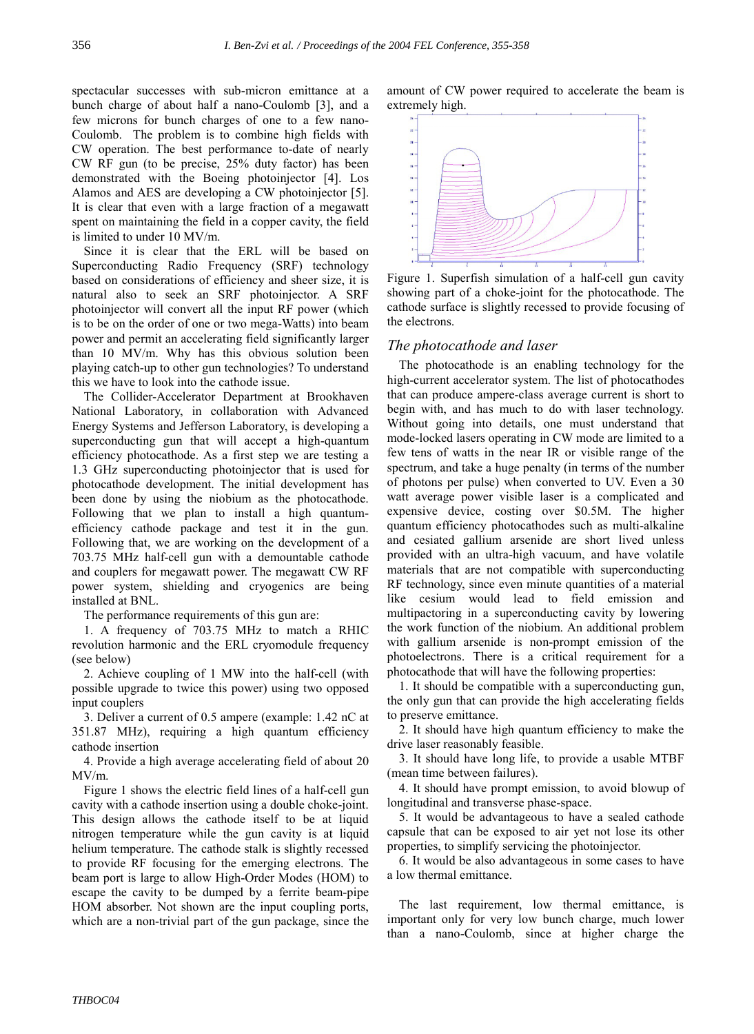spectacular successes with sub-micron emittance at a bunch charge of about half a nano-Coulomb [3], and a few microns for bunch charges of one to a few nano-Coulomb. The problem is to combine high fields with CW operation. The best performance to-date of nearly CW RF gun (to be precise, 25% duty factor) has been demonstrated with the Boeing photoinjector [4]. Los Alamos and AES are developing a CW photoinjector [5]. It is clear that even with a large fraction of a megawatt spent on maintaining the field in a copper cavity, the field is limited to under 10 MV/m.

Since it is clear that the ERL will be based on Superconducting Radio Frequency (SRF) technology based on considerations of efficiency and sheer size, it is natural also to seek an SRF photoinjector. A SRF photoinjector will convert all the input RF power (which is to be on the order of one or two mega-Watts) into beam power and permit an accelerating field significantly larger than 10 MV/m. Why has this obvious solution been playing catch-up to other gun technologies? To understand this we have to look into the cathode issue.

The Collider-Accelerator Department at Brookhaven National Laboratory, in collaboration with Advanced Energy Systems and Jefferson Laboratory, is developing a superconducting gun that will accept a high-quantum efficiency photocathode. As a first step we are testing a 1.3 GHz superconducting photoinjector that is used for photocathode development. The initial development has been done by using the niobium as the photocathode. Following that we plan to install a high quantum-efficiency cathode package and test it in the gun. Following that, we are working on the development of a 703.75 MHz half-cell gun with a demountable cathode and couplers for megawatt power. The megawatt CW RF power system, shielding and cryogenics are being installed at BNL.

The performance requirements of this gun are:

1. A frequency of 703.75 MHz to match a RHIC revolution harmonic and the ERL cryomodule frequency (see below)
2. Achieve coupling of 1 MW into the half-cell (with possible upgrade to twice this power) using two opposed input couplers
3. Deliver a current of 0.5 ampere (example: 1.42 nC at 351.87 MHz), requiring a high quantum efficiency cathode insertion
4. Provide a high average accelerating field of about 20 MV/m.

Figure 1 shows the electric field lines of a half-cell gun cavity with a cathode insertion using a double choke-joint. This design allows the cathode itself to be at liquid nitrogen temperature while the gun cavity is at liquid helium temperature. The cathode stalk is slightly recessed to provide RF focusing for the emerging electrons. The beam port is large to allow High-Order Modes (HOM) to escape the cavity to be dumped by a ferrite beam-pipe HOM absorber. Not shown are the input coupling ports, which are a non-trivial part of the gun package, since the amount of CW power required to accelerate the beam is extremely high.

Figure 1. Superfish simulation of a half-cell gun cavity showing part of a choke-joint for the photocathode. The cathode surface is slightly recessed to provide focusing of the electrons.

### *The photocathode and laser*

The photocathode is an enabling technology for the high-current accelerator system. The list of photocathodes that can produce ampere-class average current is short to begin with, and has much to do with laser technology. Without going into details, one must understand that mode-locked lasers operating in CW mode are limited to a few tens of watts in the near IR or visible range of the spectrum, and take a huge penalty (in terms of the number of photons per pulse) when converted to UV. Even a 30 watt average power visible laser is a complicated and expensive device, costing over \$0.5M. The higher quantum efficiency photocathodes such as multi-alkaline and cesiated gallium arsenide are short lived unless provided with an ultra-high vacuum, and have volatile materials that are not compatible with superconducting RF technology, since even minute quantities of a material like cesium would lead to field emission and multipactoring in a superconducting cavity by lowering the work function of the niobium. An additional problem with gallium arsenide is non-prompt emission of the photoelectrons. There is a critical requirement for a photocathode that will have the following properties:

1. It should be compatible with a superconducting gun, the only gun that can provide the high accelerating fields to preserve emittance.
2. It should have high quantum efficiency to make the drive laser reasonably feasible.
3. It should have long life, to provide a usable MTBF (mean time between failures).
4. It should have prompt emission, to avoid blowup of longitudinal and transverse phase-space.
5. It would be advantageous to have a sealed cathode capsule that can be exposed to air yet not lose its other properties, to simplify servicing the photoinjector.
6. It would be also advantageous in some cases to have a low thermal emittance.

The last requirement, low thermal emittance, is important only for very low bunch charge, much lower than a nano-Coulomb, since at higher charge the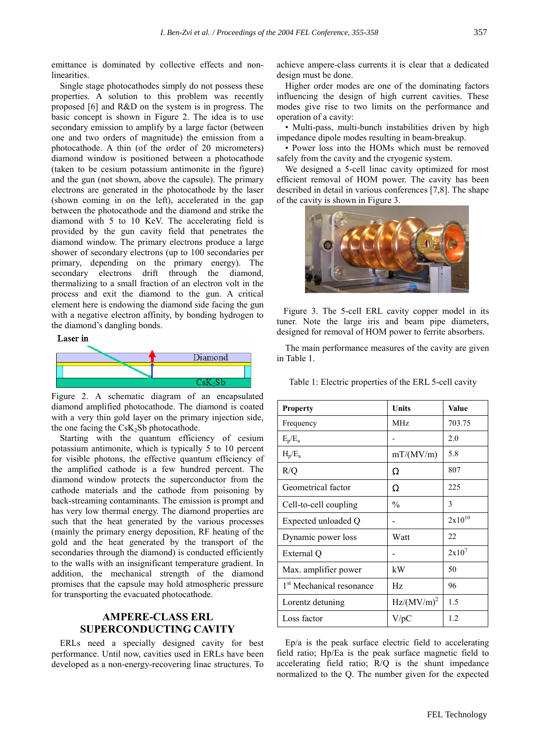emittance is dominated by collective effects and non-linearities.

Single stage photocathodes simply do not possess these properties. A solution to this problem was recently proposed [6] and R&D on the system is in progress. The basic concept is shown in Figure 2. The idea is to use secondary emission to amplify by a large factor (between one and two orders of magnitude) the emission from a photocathode. A thin (of the order of 20 micrometers) diamond window is positioned between a photocathode (taken to be cesium potassium antimonite in the figure) and the gun (not shown, above the capsule). The primary electrons are generated in the photocathode by the laser (shown coming in on the left), accelerated in the gap between the photocathode and the diamond and strike the diamond with 5 to 10 KeV. The accelerating field is provided by the gun cavity field that penetrates the diamond window. The primary electrons produce a large shower of secondary electrons (up to 100 secondaries per primary, depending on the primary energy). The secondary electrons drift through the diamond, thermalizing to a small fraction of an electron volt in the process and exit the diamond to the gun. A critical element here is endowing the diamond side facing the gun with a negative electron affinity, by bonding hydrogen to the diamond's dangling bonds.

Figure 2. A schematic diagram of an encapsulated diamond amplified photocathode. The diamond is coated with a very thin gold layer on the primary injection side, the one facing the $CsK_2Sb$ photocathode.

Starting with the quantum efficiency of cesium potassium antimonite, which is typically 5 to 10 percent for visible photons, the effective quantum efficiency of the amplified cathode is a few hundred percent. The diamond window protects the superconductor from the cathode materials and the cathode from poisoning by back-streaming contaminants. The emission is prompt and has very low thermal energy. The diamond properties are such that the heat generated by the various processes (mainly the primary energy deposition, RF heating of the gold and the heat generated by the transport of the secondaries through the diamond) is conducted efficiently to the walls with an insignificant temperature gradient. In addition, the mechanical strength of the diamond promises that the capsule may hold atmospheric pressure for transporting the evacuated photocathode.

## AMPERE-CLASS ERL SUPERCONDUCTING CAVITY

ERLs need a specially designed cavity for best performance. Until now, cavities used in ERLs have been developed as a non-energy-recovering linac structures. To achieve ampere-class currents it is clear that a dedicated design must be done.

Higher order modes are one of the dominating factors influencing the design of high current cavities. These modes give rise to two limits on the performance and operation of a cavity:

- Multi-pass, multi-bunch instabilities driven by high impedance dipole modes resulting in beam-breakup.
- Power loss into the HOMs which must be removed safely from the cavity and the cryogenic system.

We designed a 5-cell linac cavity optimized for most efficient removal of HOM power. The cavity has been described in detail in various conferences [7,8]. The shape of the cavity is shown in Figure 3.

Figure 3. The 5-cell ERL cavity copper model in its tuner. Note the large iris and beam pipe diameters, designed for removal of HOM power to ferrite absorbers.

The main performance measures of the cavity are given in Table 1.

Table 1: Electric properties of the ERL 5-cell cavity

| Property | Units | Value |
|---|---|---|
| Frequency | MHz | 703.75 |
| $E_p/E_a$ | - | 2.0 |
| $H_p/E_a$ | mT/(MV/m) | 5.8 |
| R/Q | Ω | 807 |
| Geometrical factor | Ω | 225 |
| Cell-to-cell coupling | % | 3 |
| Expected unloaded Q | - | $2x10^{10}$ |
| Dynamic power loss | Watt | 22 |
| External Q | - | $2x10^{7}$ |
| Max. amplifier power | kW | 50 |
| 1st Mechanical resonance | Hz | 96 |
| Lorentz detuning | $Hz/(MV/m)^2$ | 1.5 |
| Loss factor | V/pC | 1.2 |

Ep/a is the peak surface electric field to accelerating field ratio; Hp/Ea is the peak surface magnetic field to accelerating field ratio; R/Q is the shunt impedance normalized to the Q. The number given for the expected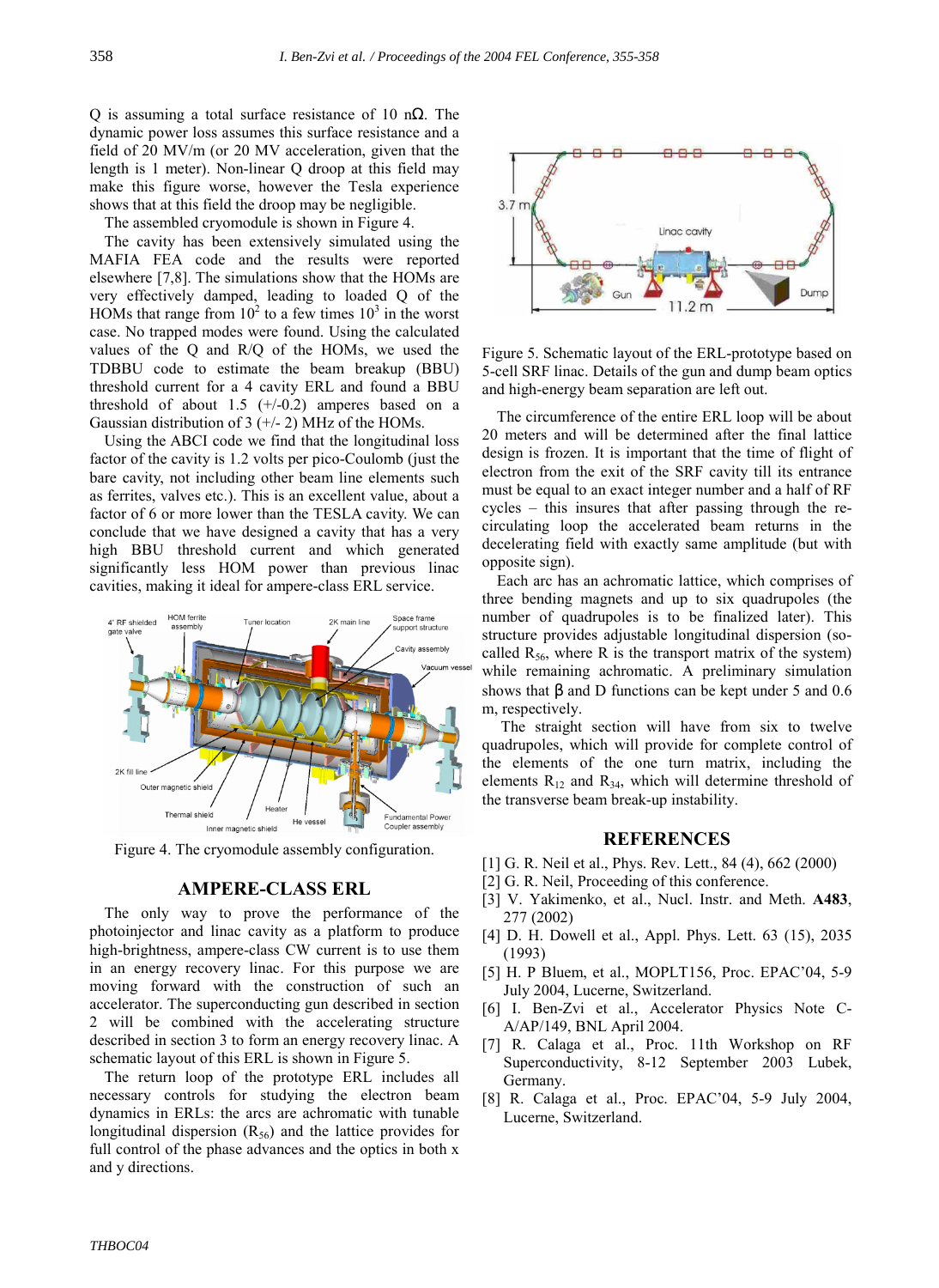Q is assuming a total surface resistance of 10 nΩ. The dynamic power loss assumes this surface resistance and a field of 20 MV/m (or 20 MV acceleration, given that the length is 1 meter). Non-linear Q droop at this field may make this figure worse, however the Tesla experience shows that at this field the droop may be negligible.

The assembled cryomodule is shown in Figure 4.

The cavity has been extensively simulated using the MAFIA FEA code and the results were reported elsewhere [7,8]. The simulations show that the HOMs are very effectively damped, leading to loaded Q of the HOMs that range from $10^2$ to a few times $10^3$ in the worst case. No trapped modes were found. Using the calculated values of the Q and R/Q of the HOMs, we used the TDBBU code to estimate the beam breakup (BBU) threshold current for a 4 cavity ERL and found a BBU threshold of about 1.5 (+/-0.2) amperes based on a Gaussian distribution of 3 (+/- 2) MHz of the HOMs.

Using the ABCI code we find that the longitudinal loss factor of the cavity is 1.2 volts per pico-Coulomb (just the bare cavity, not including other beam line elements such as ferrites, valves etc.). This is an excellent value, about a factor of 6 or more lower than the TESLA cavity. We can conclude that we have designed a cavity that has a very high BBU threshold current and which generated significantly less HOM power than previous linac cavities, making it ideal for ampere-class ERL service.

4" RF shielded gate valve
HOM ferrite assembly
Tuner location
2K main line
Space frame support structure
Cavity assembly
Vacuum vessel
2K fill line
Outer magnetic shield
Thermal shield
Inner magnetic shield
Heater
He vessel
Fundamental Power Coupler assembly

Figure 4. The cryomodule assembly configuration.

## AMPERE-CLASS ERL

The only way to prove the performance of the photoinjector and linac cavity as a platform to produce high-brightness, ampere-class CW current is to use them in an energy recovery linac. For this purpose we are moving forward with the construction of such an accelerator. The superconducting gun described in section 2 will be combined with the accelerating structure described in section 3 to form an energy recovery linac. A schematic layout of this ERL is shown in Figure 5.

The return loop of the prototype ERL includes all necessary controls for studying the electron beam dynamics in ERLs: the arcs are achromatic with tunable longitudinal dispersion ($R_{56}$) and the lattice provides for full control of the phase advances and the optics in both x and y directions.

3.7 m
Linac cavity
Gun
11.2 m
Dump

Figure 5. Schematic layout of the ERL-prototype based on 5-cell SRF linac. Details of the gun and dump beam optics and high-energy beam separation are left out.

The circumference of the entire ERL loop will be about 20 meters and will be determined after the final lattice design is frozen. It is important that the time of flight of electron from the exit of the SRF cavity till its entrance must be equal to an exact integer number and a half of RF cycles – this insures that after passing through the re-circulating loop the accelerated beam returns in the decelerating field with exactly same amplitude (but with opposite sign).

Each arc has an achromatic lattice, which comprises of three bending magnets and up to six quadrupoles (the number of quadrupoles is to be finalized later). This structure provides adjustable longitudinal dispersion (so-called $R_{56}$, where R is the transport matrix of the system) while remaining achromatic. A preliminary simulation shows that β and D functions can be kept under 5 and 0.6 m, respectively.

The straight section will have from six to twelve quadrupoles, which will provide for complete control of the elements of the one turn matrix, including the elements $R_{12}$ and $R_{34}$, which will determine threshold of the transverse beam break-up instability.

## REFERENCES

[1] G. R. Neil et al., Phys. Rev. Lett., 84 (4), 662 (2000)

[2] G. R. Neil, Proceeding of this conference.

[3] V. Yakimenko, et al., Nucl. Instr. and Meth. **A483**, 277 (2002)

[4] D. H. Dowell et al., Appl. Phys. Lett. 63 (15), 2035 (1993)

[5] H. P Bluem, et al., MOPLT156, Proc. EPAC'04, 5-9 July 2004, Lucerne, Switzerland.

[6] I. Ben-Zvi et al., Accelerator Physics Note C-A/AP/149, BNL April 2004.

[7] R. Calaga et al., Proc. 11th Workshop on RF Superconductivity, 8-12 September 2003 Lubek, Germany.

[8] R. Calaga et al., Proc. EPAC'04, 5-9 July 2004, Lucerne, Switzerland.